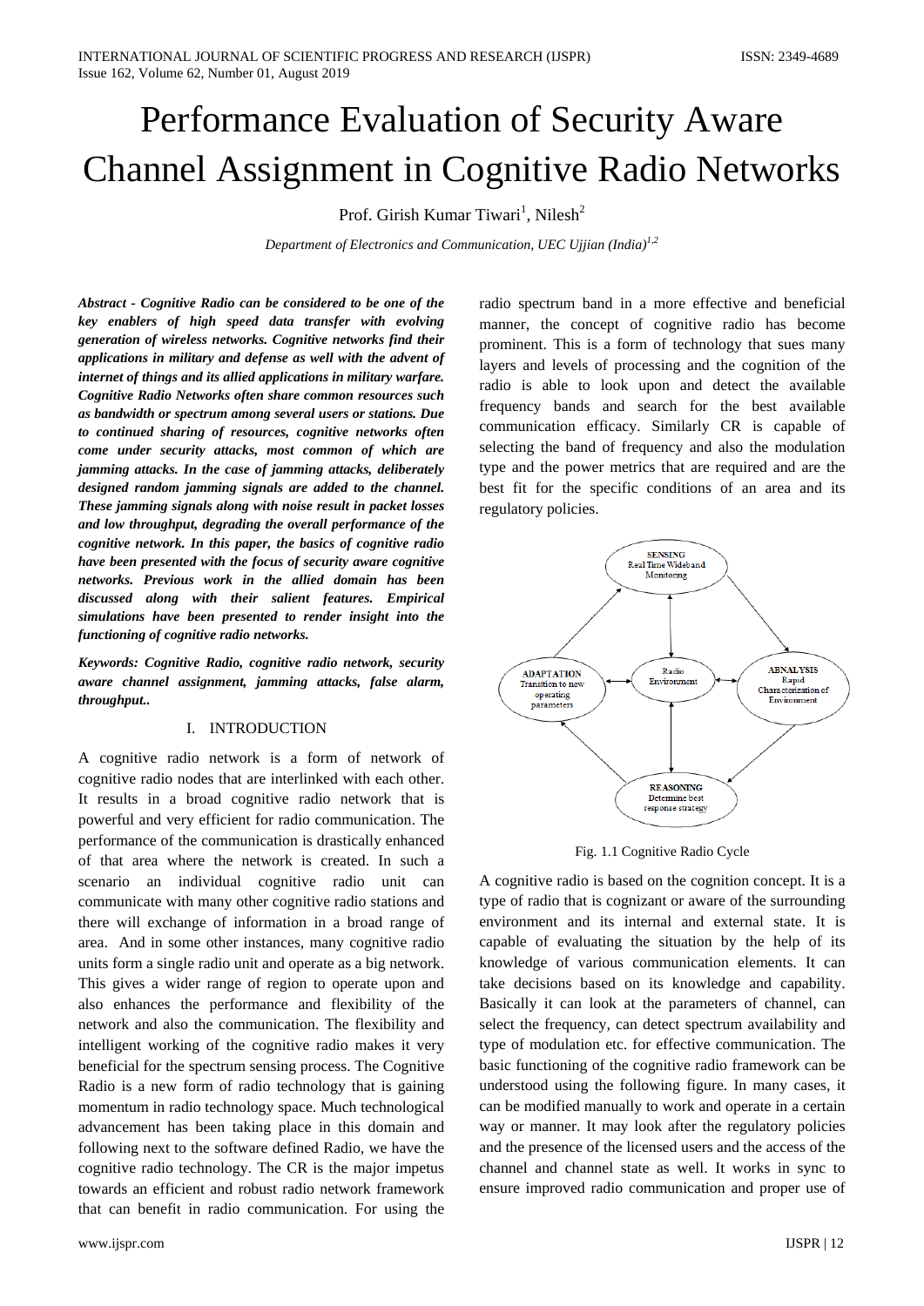# Performance Evaluation of Security Aware Channel Assignment in Cognitive Radio Networks

Prof. Girish Kumar Tiwari[1], Nilesh[2]

*Department of Electronics and Communication, UEC Ujjian (India)[1,2]*

***Abstract - Cognitive Radio can be considered to be one of the key enablers of high speed data transfer with evolving generation of wireless networks. Cognitive networks find their applications in military and defense as well with the advent of internet of things and its allied applications in military warfare. Cognitive Radio Networks often share common resources such as bandwidth or spectrum among several users or stations. Due to continued sharing of resources, cognitive networks often come under security attacks, most common of which are jamming attacks. In the case of jamming attacks, deliberately designed random jamming signals are added to the channel. These jamming signals along with noise result in packet losses and low throughput, degrading the overall performance of the cognitive network. In this paper, the basics of cognitive radio have been presented with the focus of security aware cognitive networks. Previous work in the allied domain has been discussed along with their salient features. Empirical simulations have been presented to render insight into the functioning of cognitive radio networks.***

***Keywords: Cognitive Radio, cognitive radio network, security aware channel assignment, jamming attacks, false alarm, throughput..***

## I. INTRODUCTION

A cognitive radio network is a form of network of cognitive radio nodes that are interlinked with each other. It results in a broad cognitive radio network that is powerful and very efficient for radio communication. The performance of the communication is drastically enhanced of that area where the network is created. In such a scenario an individual cognitive radio unit can communicate with many other cognitive radio stations and there will exchange of information in a broad range of area. And in some other instances, many cognitive radio units form a single radio unit and operate as a big network. This gives a wider range of region to operate upon and also enhances the performance and flexibility of the network and also the communication. The flexibility and intelligent working of the cognitive radio makes it very beneficial for the spectrum sensing process. The Cognitive Radio is a new form of radio technology that is gaining momentum in radio technology space. Much technological advancement has been taking place in this domain and following next to the software defined Radio, we have the cognitive radio technology. The CR is the major impetus towards an efficient and robust radio network framework that can benefit in radio communication. For using the radio spectrum band in a more effective and beneficial manner, the concept of cognitive radio has become prominent. This is a form of technology that sues many layers and levels of processing and the cognition of the radio is able to look upon and detect the available frequency bands and search for the best available communication efficacy. Similarly CR is capable of selecting the band of frequency and also the modulation type and the power metrics that are required and are the best fit for the specific conditions of an area and its regulatory policies.

SENSING
Real Time Wideband Monitoring

ABNALYSIS
Rapid Characterization of Environment

REASONING
Determine best response strategy

ADAPTATION
Transition to new operating parameters

Radio Environment

Fig. 1.1 Cognitive Radio Cycle

A cognitive radio is based on the cognition concept. It is a type of radio that is cognizant or aware of the surrounding environment and its internal and external state. It is capable of evaluating the situation by the help of its knowledge of various communication elements. It can take decisions based on its knowledge and capability. Basically it can look at the parameters of channel, can select the frequency, can detect spectrum availability and type of modulation etc. for effective communication. The basic functioning of the cognitive radio framework can be understood using the following figure. In many cases, it can be modified manually to work and operate in a certain way or manner. It may look after the regulatory policies and the presence of the licensed users and the access of the channel and channel state as well. It works in sync to ensure improved radio communication and proper use of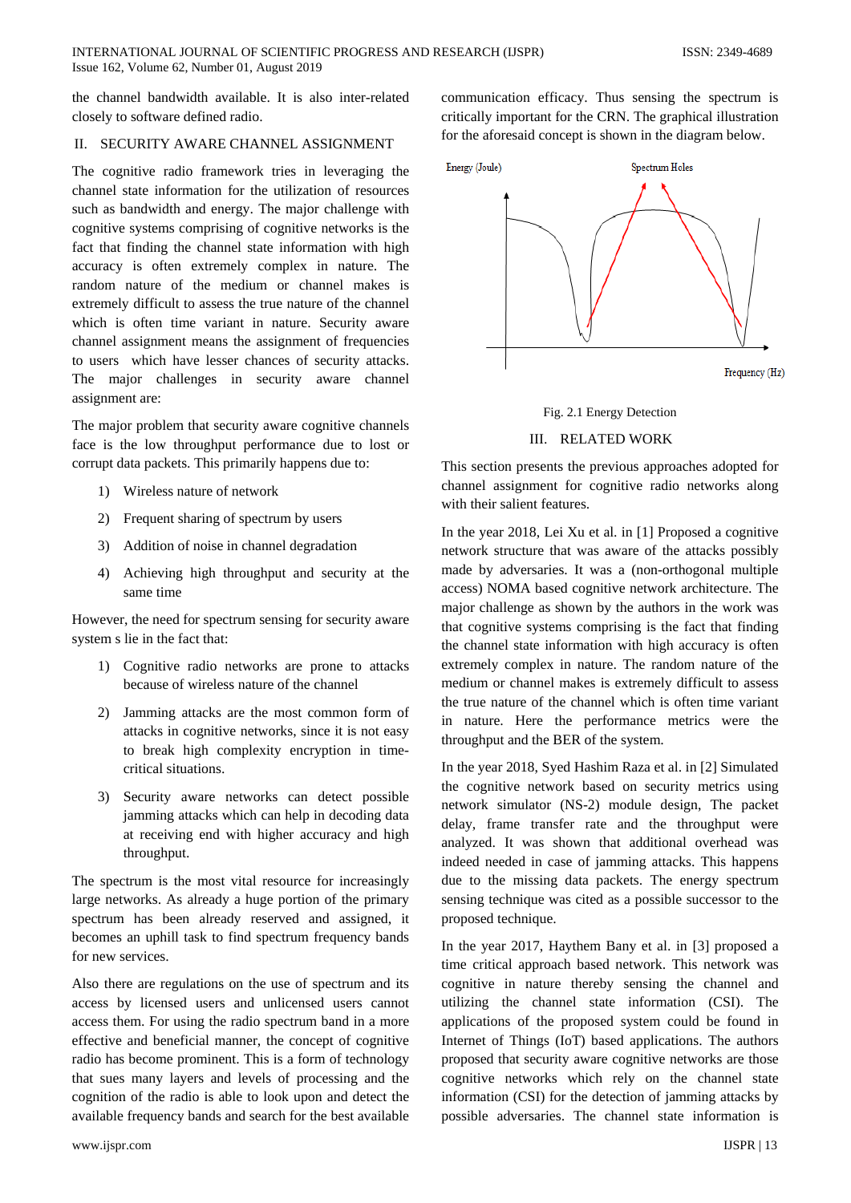the channel bandwidth available. It is also inter-related closely to software defined radio.

## II. SECURITY AWARE CHANNEL ASSIGNMENT

The cognitive radio framework tries in leveraging the channel state information for the utilization of resources such as bandwidth and energy. The major challenge with cognitive systems comprising of cognitive networks is the fact that finding the channel state information with high accuracy is often extremely complex in nature. The random nature of the medium or channel makes is extremely difficult to assess the true nature of the channel which is often time variant in nature. Security aware channel assignment means the assignment of frequencies to users which have lesser chances of security attacks. The major challenges in security aware channel assignment are:

The major problem that security aware cognitive channels face is the low throughput performance due to lost or corrupt data packets. This primarily happens due to:

1) Wireless nature of network
2) Frequent sharing of spectrum by users
3) Addition of noise in channel degradation
4) Achieving high throughput and security at the same time

However, the need for spectrum sensing for security aware system s lie in the fact that:

1) Cognitive radio networks are prone to attacks because of wireless nature of the channel
2) Jamming attacks are the most common form of attacks in cognitive networks, since it is not easy to break high complexity encryption in time-critical situations.
3) Security aware networks can detect possible jamming attacks which can help in decoding data at receiving end with higher accuracy and high throughput.

The spectrum is the most vital resource for increasingly large networks. As already a huge portion of the primary spectrum has been already reserved and assigned, it becomes an uphill task to find spectrum frequency bands for new services.

Also there are regulations on the use of spectrum and its access by licensed users and unlicensed users cannot access them. For using the radio spectrum band in a more effective and beneficial manner, the concept of cognitive radio has become prominent. This is a form of technology that sues many layers and levels of processing and the cognition of the radio is able to look upon and detect the available frequency bands and search for the best available communication efficacy. Thus sensing the spectrum is critically important for the CRN. The graphical illustration for the aforesaid concept is shown in the diagram below.

Energy (Joule) | Spectrum Holes | Frequency (Hz)

Fig. 2.1 Energy Detection

## III. RELATED WORK

This section presents the previous approaches adopted for channel assignment for cognitive radio networks along with their salient features.

In the year 2018, Lei Xu et al. in [1] Proposed a cognitive network structure that was aware of the attacks possibly made by adversaries. It was a (non-orthogonal multiple access) NOMA based cognitive network architecture. The major challenge as shown by the authors in the work was that cognitive systems comprising is the fact that finding the channel state information with high accuracy is often extremely complex in nature. The random nature of the medium or channel makes is extremely difficult to assess the true nature of the channel which is often time variant in nature. Here the performance metrics were the throughput and the BER of the system.

In the year 2018, Syed Hashim Raza et al. in [2] Simulated the cognitive network based on security metrics using network simulator (NS-2) module design, The packet delay, frame transfer rate and the throughput were analyzed. It was shown that additional overhead was indeed needed in case of jamming attacks. This happens due to the missing data packets. The energy spectrum sensing technique was cited as a possible successor to the proposed technique.

In the year 2017, Haythem Bany et al. in [3] proposed a time critical approach based network. This network was cognitive in nature thereby sensing the channel and utilizing the channel state information (CSI). The applications of the proposed system could be found in Internet of Things (IoT) based applications. The authors proposed that security aware cognitive networks are those cognitive networks which rely on the channel state information (CSI) for the detection of jamming attacks by possible adversaries. The channel state information is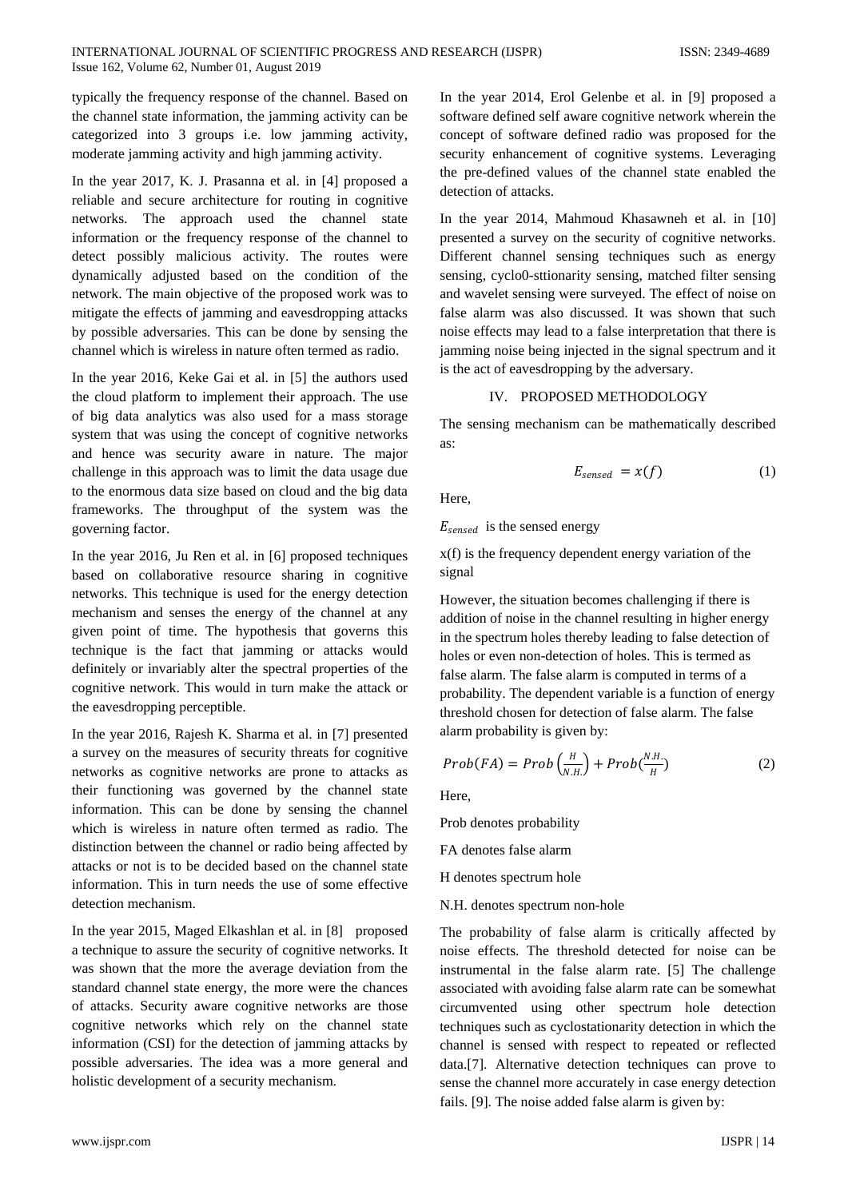typically the frequency response of the channel. Based on the channel state information, the jamming activity can be categorized into 3 groups i.e. low jamming activity, moderate jamming activity and high jamming activity.

In the year 2017, K. J. Prasanna et al. in [4] proposed a reliable and secure architecture for routing in cognitive networks. The approach used the channel state information or the frequency response of the channel to detect possibly malicious activity. The routes were dynamically adjusted based on the condition of the network. The main objective of the proposed work was to mitigate the effects of jamming and eavesdropping attacks by possible adversaries. This can be done by sensing the channel which is wireless in nature often termed as radio.

In the year 2016, Keke Gai et al. in [5] the authors used the cloud platform to implement their approach. The use of big data analytics was also used for a mass storage system that was using the concept of cognitive networks and hence was security aware in nature. The major challenge in this approach was to limit the data usage due to the enormous data size based on cloud and the big data frameworks. The throughput of the system was the governing factor.

In the year 2016, Ju Ren et al. in [6] proposed techniques based on collaborative resource sharing in cognitive networks. This technique is used for the energy detection mechanism and senses the energy of the channel at any given point of time. The hypothesis that governs this technique is the fact that jamming or attacks would definitely or invariably alter the spectral properties of the cognitive network. This would in turn make the attack or the eavesdropping perceptible.

In the year 2016, Rajesh K. Sharma et al. in [7] presented a survey on the measures of security threats for cognitive networks as cognitive networks are prone to attacks as their functioning was governed by the channel state information. This can be done by sensing the channel which is wireless in nature often termed as radio. The distinction between the channel or radio being affected by attacks or not is to be decided based on the channel state information. This in turn needs the use of some effective detection mechanism.

In the year 2015, Maged Elkashlan et al. in [8] proposed a technique to assure the security of cognitive networks. It was shown that the more the average deviation from the standard channel state energy, the more were the chances of attacks. Security aware cognitive networks are those cognitive networks which rely on the channel state information (CSI) for the detection of jamming attacks by possible adversaries. The idea was a more general and holistic development of a security mechanism.

In the year 2014, Erol Gelenbe et al. in [9] proposed a software defined self aware cognitive network wherein the concept of software defined radio was proposed for the security enhancement of cognitive systems. Leveraging the pre-defined values of the channel state enabled the detection of attacks.

In the year 2014, Mahmoud Khasawneh et al. in [10] presented a survey on the security of cognitive networks. Different channel sensing techniques such as energy sensing, cyclo0-sttionarity sensing, matched filter sensing and wavelet sensing were surveyed. The effect of noise on false alarm was also discussed. It was shown that such noise effects may lead to a false interpretation that there is jamming noise being injected in the signal spectrum and it is the act of eavesdropping by the adversary.

## IV. PROPOSED METHODOLOGY

The sensing mechanism can be mathematically described as:

$$E_{sensed} = x(f) \quad (1)$$

Here,

$E_{sensed}$ is the sensed energy

x(f) is the frequency dependent energy variation of the signal

However, the situation becomes challenging if there is addition of noise in the channel resulting in higher energy in the spectrum holes thereby leading to false detection of holes or even non-detection of holes. This is termed as false alarm. The false alarm is computed in terms of a probability. The dependent variable is a function of energy threshold chosen for detection of false alarm. The false alarm probability is given by:

$$Prob(FA) = Prob\left(\frac{H}{N.H.}\right) + Prob\left(\frac{N.H.}{H}\right) \quad (2)$$

Here,

Prob denotes probability

FA denotes false alarm

H denotes spectrum hole

N.H. denotes spectrum non-hole

The probability of false alarm is critically affected by noise effects. The threshold detected for noise can be instrumental in the false alarm rate. [5] The challenge associated with avoiding false alarm rate can be somewhat circumvented using other spectrum hole detection techniques such as cyclostationarity detection in which the channel is sensed with respect to repeated or reflected data.[7]. Alternative detection techniques can prove to sense the channel more accurately in case energy detection fails. [9]. The noise added false alarm is given by: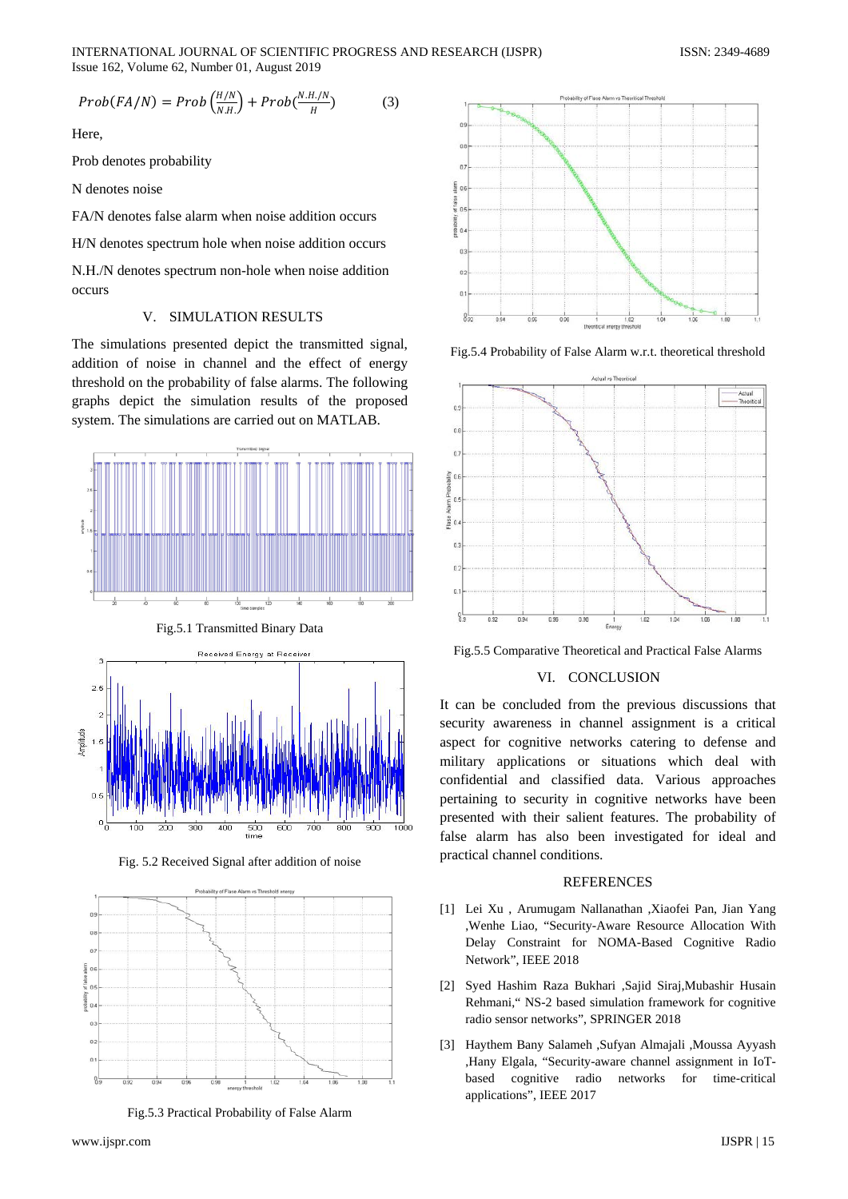$$Prob(FA/N) = Prob\left(\frac{H/N}{N.H.}\right) + Prob\left(\frac{N.H./N}{H}\right) \qquad (3)$$

Here,

Prob denotes probability

N denotes noise

FA/N denotes false alarm when noise addition occurs

H/N denotes spectrum hole when noise addition occurs

N.H./N denotes spectrum non-hole when noise addition occurs

## V. SIMULATION RESULTS

The simulations presented depict the transmitted signal, addition of noise in channel and the effect of energy threshold on the probability of false alarms. The following graphs depict the simulation results of the proposed system. The simulations are carried out on MATLAB.

Fig.5.1 Transmitted Binary Data

Fig. 5.2 Received Signal after addition of noise

Fig.5.3 Practical Probability of False Alarm

Fig.5.4 Probability of False Alarm w.r.t. theoretical threshold

Fig.5.5 Comparative Theoretical and Practical False Alarms

## VI. CONCLUSION

It can be concluded from the previous discussions that security awareness in channel assignment is a critical aspect for cognitive networks catering to defense and military applications or situations which deal with confidential and classified data. Various approaches pertaining to security in cognitive networks have been presented with their salient features. The probability of false alarm has also been investigated for ideal and practical channel conditions.

## REFERENCES

[1] Lei Xu , Arumugam Nallanathan ,Xiaofei Pan, Jian Yang ,Wenhe Liao, "Security-Aware Resource Allocation With Delay Constraint for NOMA-Based Cognitive Radio Network", IEEE 2018

[2] Syed Hashim Raza Bukhari ,Sajid Siraj,Mubashir Husain Rehmani," NS-2 based simulation framework for cognitive radio sensor networks", SPRINGER 2018

[3] Haythem Bany Salameh ,Sufyan Almajali ,Moussa Ayyash ,Hany Elgala, "Security-aware channel assignment in IoT-based cognitive radio networks for time-critical applications", IEEE 2017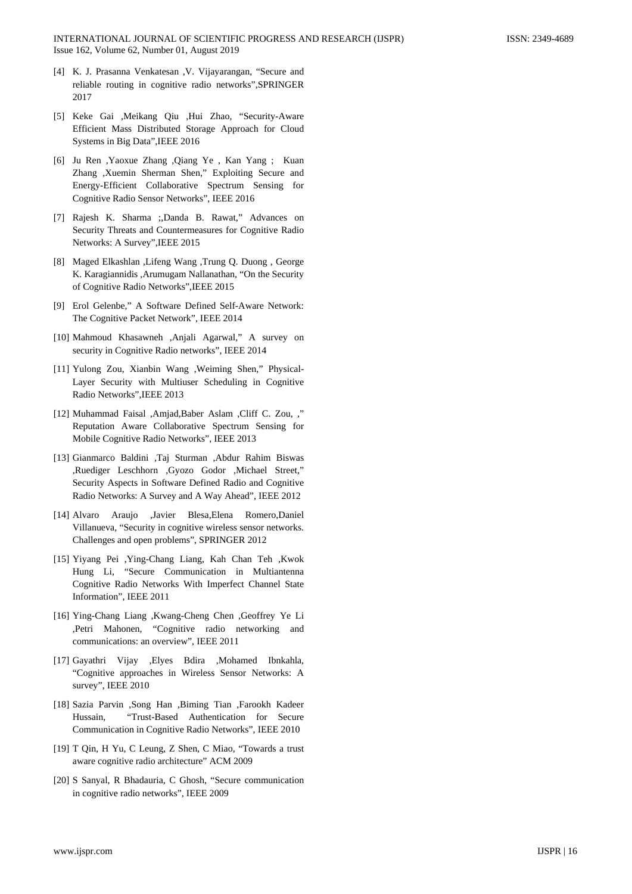[4] K. J. Prasanna Venkatesan ,V. Vijayarangan, “Secure and reliable routing in cognitive radio networks”,SPRINGER 2017

[5] Keke Gai ,Meikang Qiu ,Hui Zhao, “Security-Aware Efficient Mass Distributed Storage Approach for Cloud Systems in Big Data”,IEEE 2016

[6] Ju Ren ,Yaoxue Zhang ,Qiang Ye , Kan Yang ; Kuan Zhang ,Xuemin Sherman Shen,” Exploiting Secure and Energy-Efficient Collaborative Spectrum Sensing for Cognitive Radio Sensor Networks”, IEEE 2016

[7] Rajesh K. Sharma ;,Danda B. Rawat,” Advances on Security Threats and Countermeasures for Cognitive Radio Networks: A Survey”,IEEE 2015

[8] Maged Elkashlan ,Lifeng Wang ,Trung Q. Duong , George K. Karagiannidis ,Arumugam Nallanathan, “On the Security of Cognitive Radio Networks”,IEEE 2015

[9] Erol Gelenbe,” A Software Defined Self-Aware Network: The Cognitive Packet Network”, IEEE 2014

[10] Mahmoud Khasawneh ,Anjali Agarwal,” A survey on security in Cognitive Radio networks”, IEEE 2014

[11] Yulong Zou, Xianbin Wang ,Weiming Shen,” Physical-Layer Security with Multiuser Scheduling in Cognitive Radio Networks”,IEEE 2013

[12] Muhammad Faisal ,Amjad,Baber Aslam ,Cliff C. Zou, ,” Reputation Aware Collaborative Spectrum Sensing for Mobile Cognitive Radio Networks”, IEEE 2013

[13] Gianmarco Baldini ,Taj Sturman ,Abdur Rahim Biswas ,Ruediger Leschhorn ,Gyozo Godor ,Michael Street,” Security Aspects in Software Defined Radio and Cognitive Radio Networks: A Survey and A Way Ahead”, IEEE 2012

[14] Alvaro Araujo ,Javier Blesa,Elena Romero,Daniel Villanueva, “Security in cognitive wireless sensor networks. Challenges and open problems”, SPRINGER 2012

[15] Yiyang Pei ,Ying-Chang Liang, Kah Chan Teh ,Kwok Hung Li, “Secure Communication in Multiantenna Cognitive Radio Networks With Imperfect Channel State Information”, IEEE 2011

[16] Ying-Chang Liang ,Kwang-Cheng Chen ,Geoffrey Ye Li ,Petri Mahonen, “Cognitive radio networking and communications: an overview”, IEEE 2011

[17] Gayathri Vijay ,Elyes Bdira ,Mohamed Ibnkahla, “Cognitive approaches in Wireless Sensor Networks: A survey”, IEEE 2010

[18] Sazia Parvin ,Song Han ,Biming Tian ,Farookh Kadeer Hussain, “Trust-Based Authentication for Secure Communication in Cognitive Radio Networks”, IEEE 2010

[19] T Qin, H Yu, C Leung, Z Shen, C Miao, “Towards a trust aware cognitive radio architecture” ACM 2009

[20] S Sanyal, R Bhadauria, C Ghosh, “Secure communication in cognitive radio networks”, IEEE 2009